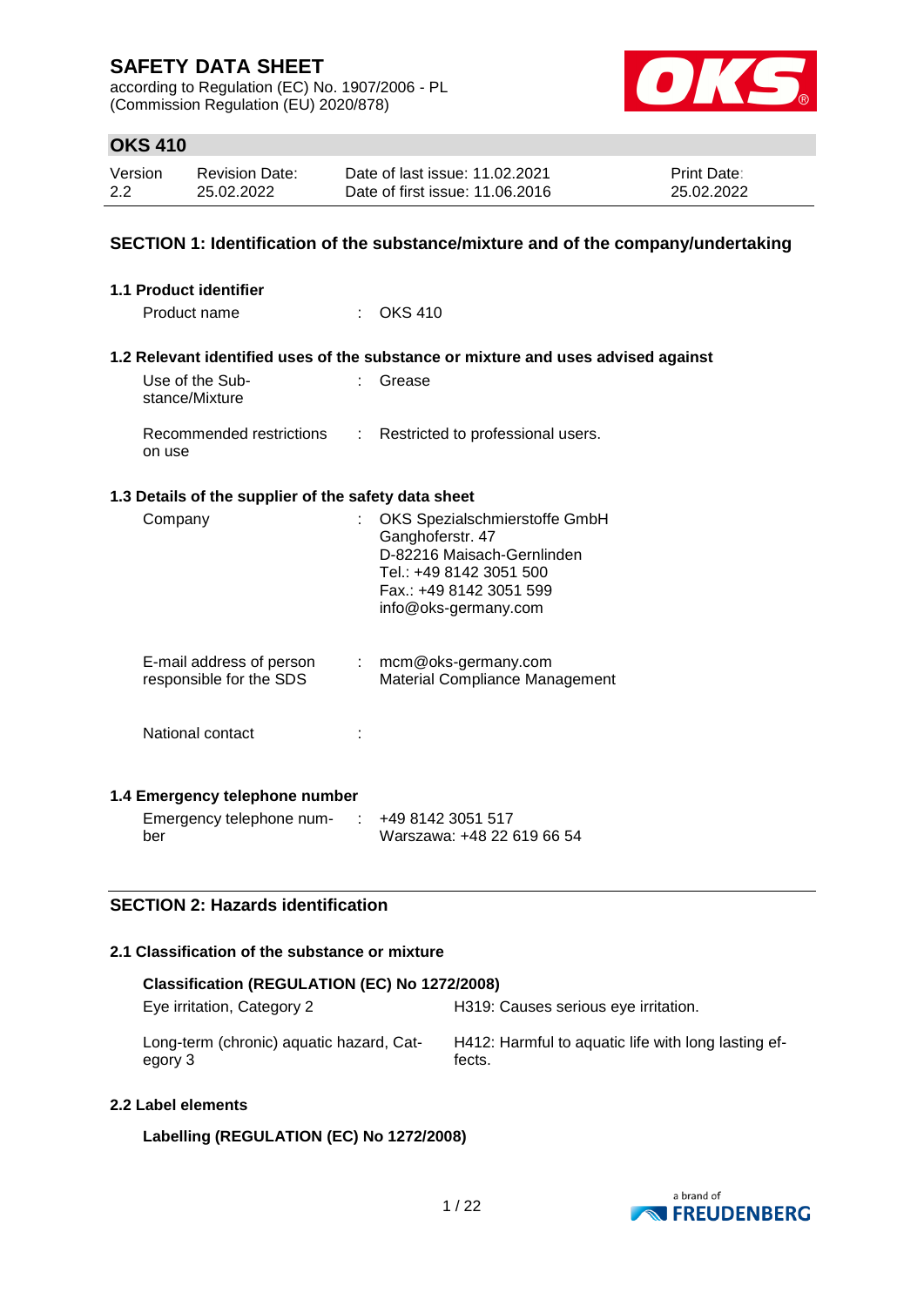# SAFETY DATA SHEET

according to Regulation (EC) No. 1907/2006 - PL
(Commission Regulation (EU) 2020/878)

## OKS 410

| Version | Revision Date: | Date of last issue: 11.02.2021 | Print Date: |
|---|---|---|---|
| 2.2 | 25.02.2022 | Date of first issue: 11.06.2016 | 25.02.2022 |

## SECTION 1: Identification of the substance/mixture and of the company/undertaking

### 1.1 Product identifier

Product name : OKS 410

### 1.2 Relevant identified uses of the substance or mixture and uses advised against

Use of the Substance/Mixture : Grease

Recommended restrictions on use : Restricted to professional users.

### 1.3 Details of the supplier of the safety data sheet

Company : OKS Spezialschmierstoffe GmbH
Ganghoferstr. 47
D-82216 Maisach-Gernlinden
Tel.: +49 8142 3051 500
Fax.: +49 8142 3051 599
info@oks-germany.com

E-mail address of person responsible for the SDS : mcm@oks-germany.com
Material Compliance Management

National contact :

### 1.4 Emergency telephone number

Emergency telephone number : +49 8142 3051 517
Warszawa: +48 22 619 66 54

## SECTION 2: Hazards identification

### 2.1 Classification of the substance or mixture

**Classification (REGULATION (EC) No 1272/2008)**

| | |
|---|---|
| Eye irritation, Category 2 | H319: Causes serious eye irritation. |
| Long-term (chronic) aquatic hazard, Category 3 | H412: Harmful to aquatic life with long lasting effects. |

### 2.2 Label elements

**Labelling (REGULATION (EC) No 1272/2008)**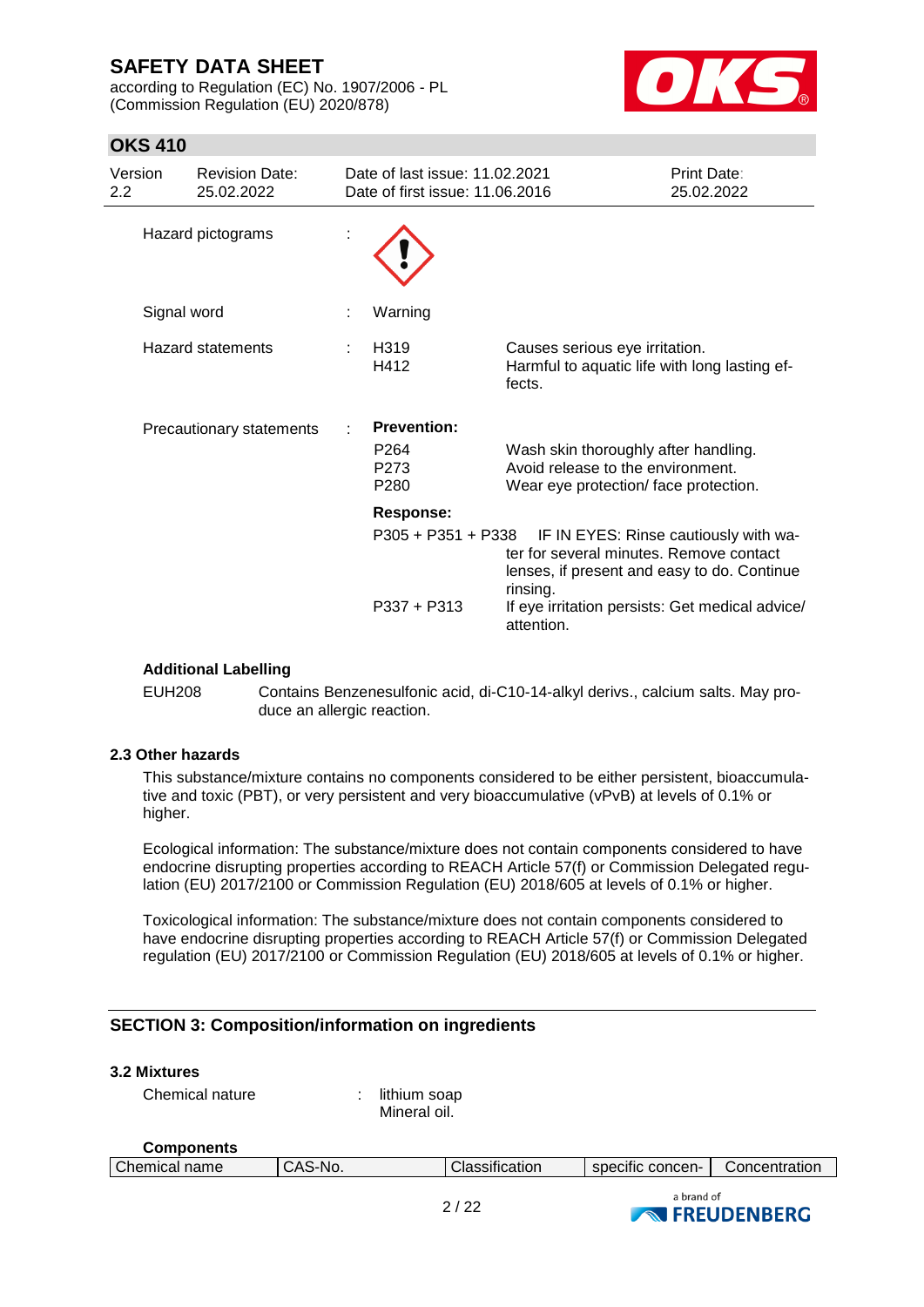Hazard pictograms :

Signal word : Warning

Hazard statements : 

| | |
|---|---|
| H319 | Causes serious eye irritation. |
| H412 | Harmful to aquatic life with long lasting effects. |

Precautionary statements : 

**Prevention:**

| | |
|---|---|
| P264 | Wash skin thoroughly after handling. |
| P273 | Avoid release to the environment. |
| P280 | Wear eye protection/ face protection. |

**Response:**

| | |
|---|---|
| P305 + P351 + P338 | IF IN EYES: Rinse cautiously with water for several minutes. Remove contact lenses, if present and easy to do. Continue rinsing. |
| P337 + P313 | If eye irritation persists: Get medical advice/ attention. |

**Additional Labelling**

EUH208 Contains Benzenesulfonic acid, di-C10-14-alkyl derivs., calcium salts. May produce an allergic reaction.

### 2.3 Other hazards

This substance/mixture contains no components considered to be either persistent, bioaccumulative and toxic (PBT), or very persistent and very bioaccumulative (vPvB) at levels of 0.1% or higher.

Ecological information: The substance/mixture does not contain components considered to have endocrine disrupting properties according to REACH Article 57(f) or Commission Delegated regulation (EU) 2017/2100 or Commission Regulation (EU) 2018/605 at levels of 0.1% or higher.

Toxicological information: The substance/mixture does not contain components considered to have endocrine disrupting properties according to REACH Article 57(f) or Commission Delegated regulation (EU) 2017/2100 or Commission Regulation (EU) 2018/605 at levels of 0.1% or higher.

## SECTION 3: Composition/information on ingredients

### 3.2 Mixtures

Chemical nature : lithium soap
Mineral oil.

**Components**

| Chemical name | CAS-No. | Classification | specific concen- | Concentration |
|---|---|---|---|---|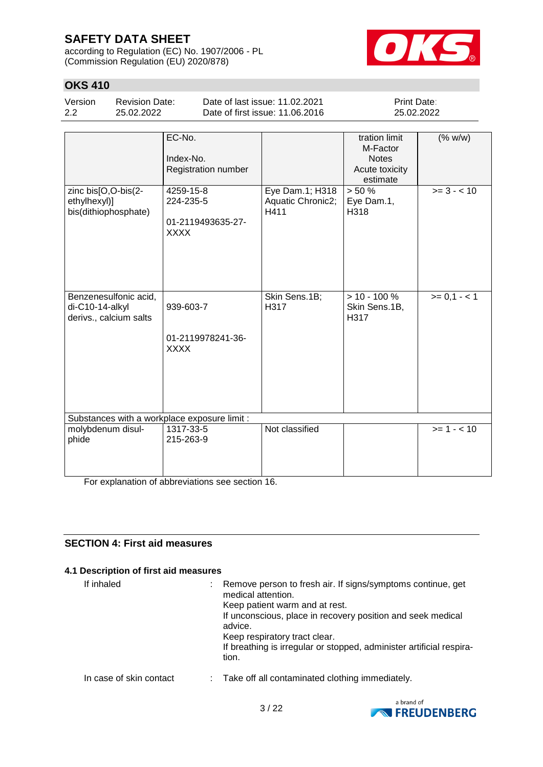| | EC-No.<br>Index-No.<br>Registration number | | tration limit<br>M-Factor<br>Notes<br>Acute toxicity estimate | (% w/w) |
|---|---|---|---|---|
| zinc bis[O,O-bis(2-ethylhexyl)] bis(dithiophosphate) | 4259-15-8<br>224-235-5<br><br>01-2119493635-27-XXXX | Eye Dam.1; H318<br>Aquatic Chronic2; H411 | > 50 %<br>Eye Dam.1, H318 | >= 3 - < 10 |
| Benzenesulfonic acid, di-C10-14-alkyl derivs., calcium salts | <br>939-603-7<br><br>01-2119978241-36-XXXX | Skin Sens.1B; H317 | > 10 - 100 %<br>Skin Sens.1B, H317 | >= 0,1 - < 1 |
| Substances with a workplace exposure limit : | | | | |
| molybdenum disulphide | 1317-33-5<br>215-263-9 | Not classified | | >= 1 - < 10 |

For explanation of abbreviations see section 16.

## SECTION 4: First aid measures

### 4.1 Description of first aid measures

If inhaled : Remove person to fresh air. If signs/symptoms continue, get medical attention.
Keep patient warm and at rest.
If unconscious, place in recovery position and seek medical advice.
Keep respiratory tract clear.
If breathing is irregular or stopped, administer artificial respiration.

In case of skin contact : Take off all contaminated clothing immediately.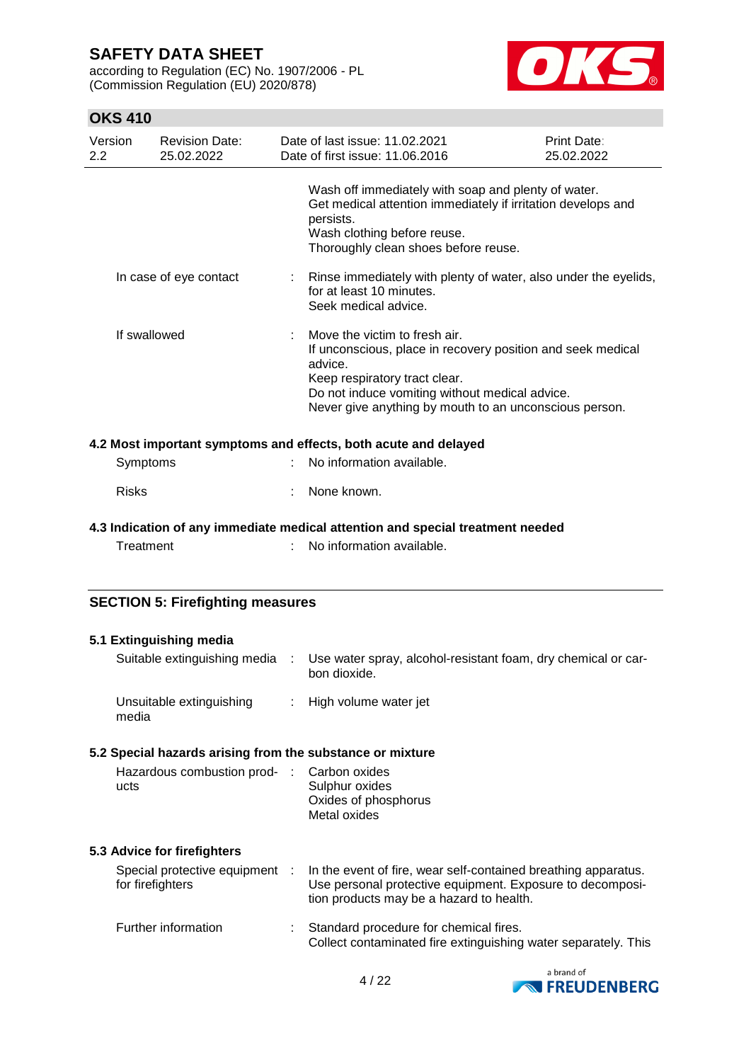Wash off immediately with soap and plenty of water.
Get medical attention immediately if irritation develops and persists.
Wash clothing before reuse.
Thoroughly clean shoes before reuse.

| | | |
|---|---|---|
| In case of eye contact | : | Rinse immediately with plenty of water, also under the eyelids, for at least 10 minutes. Seek medical advice. |
| If swallowed | : | Move the victim to fresh air. If unconscious, place in recovery position and seek medical advice. Keep respiratory tract clear. Do not induce vomiting without medical advice. Never give anything by mouth to an unconscious person. |

**4.2 Most important symptoms and effects, both acute and delayed**

| | | |
|---|---|---|
| Symptoms | : | No information available. |
| Risks | : | None known. |

**4.3 Indication of any immediate medical attention and special treatment needed**

| | | |
|---|---|---|
| Treatment | : | No information available. |

## SECTION 5: Firefighting measures

**5.1 Extinguishing media**

| | | |
|---|---|---|
| Suitable extinguishing media | : | Use water spray, alcohol-resistant foam, dry chemical or carbon dioxide. |
| Unsuitable extinguishing media | : | High volume water jet |

**5.2 Special hazards arising from the substance or mixture**

| | | |
|---|---|---|
| Hazardous combustion products | : | Carbon oxides<br>Sulphur oxides<br>Oxides of phosphorus<br>Metal oxides |

**5.3 Advice for firefighters**

| | | |
|---|---|---|
| Special protective equipment for firefighters | : | In the event of fire, wear self-contained breathing apparatus. Use personal protective equipment. Exposure to decomposition products may be a hazard to health. |
| Further information | : | Standard procedure for chemical fires. Collect contaminated fire extinguishing water separately. This |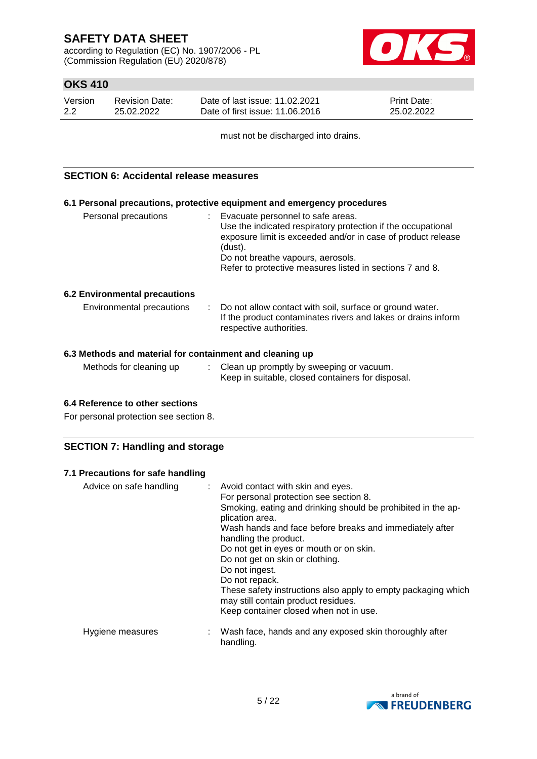must not be discharged into drains.

## SECTION 6: Accidental release measures

### 6.1 Personal precautions, protective equipment and emergency procedures

| | | |
|---|---|---|
| Personal precautions | : | Evacuate personnel to safe areas.<br>Use the indicated respiratory protection if the occupational exposure limit is exceeded and/or in case of product release (dust).<br>Do not breathe vapours, aerosols.<br>Refer to protective measures listed in sections 7 and 8. |

### 6.2 Environmental precautions

| | | |
|---|---|---|
| Environmental precautions | : | Do not allow contact with soil, surface or ground water.<br>If the product contaminates rivers and lakes or drains inform respective authorities. |

### 6.3 Methods and material for containment and cleaning up

| | | |
|---|---|---|
| Methods for cleaning up | : | Clean up promptly by sweeping or vacuum.<br>Keep in suitable, closed containers for disposal. |

### 6.4 Reference to other sections

For personal protection see section 8.

## SECTION 7: Handling and storage

### 7.1 Precautions for safe handling

| | | |
|---|---|---|
| Advice on safe handling | : | Avoid contact with skin and eyes.<br>For personal protection see section 8.<br>Smoking, eating and drinking should be prohibited in the application area.<br>Wash hands and face before breaks and immediately after handling the product.<br>Do not get in eyes or mouth or on skin.<br>Do not get on skin or clothing.<br>Do not ingest.<br>Do not repack.<br>These safety instructions also apply to empty packaging which may still contain product residues.<br>Keep container closed when not in use. |
| Hygiene measures | : | Wash face, hands and any exposed skin thoroughly after handling. |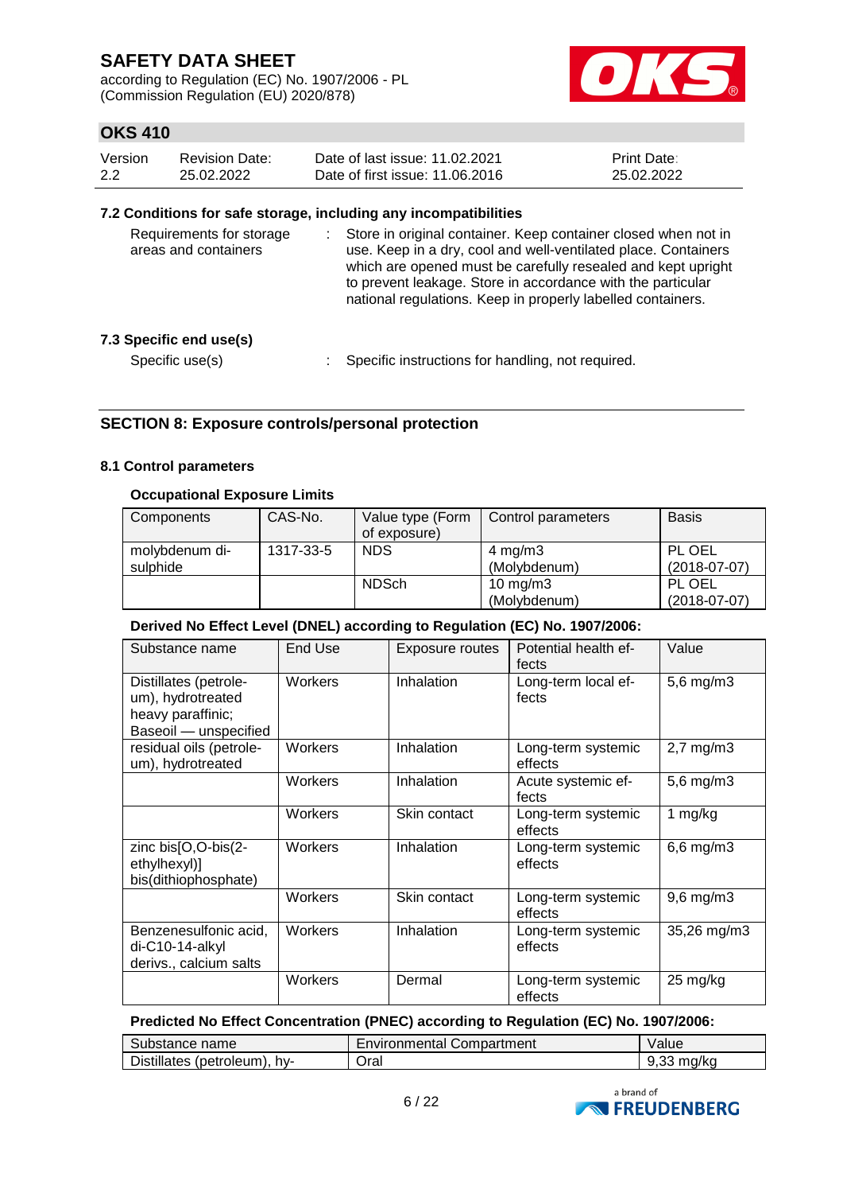## 7.2 Conditions for safe storage, including any incompatibilities

Requirements for storage areas and containers : Store in original container. Keep container closed when not in use. Keep in a dry, cool and well-ventilated place. Containers which are opened must be carefully resealed and kept upright to prevent leakage. Store in accordance with the particular national regulations. Keep in properly labelled containers.

## 7.3 Specific end use(s)

Specific use(s) : Specific instructions for handling, not required.

# SECTION 8: Exposure controls/personal protection

## 8.1 Control parameters

### Occupational Exposure Limits

| Components | CAS-No. | Value type (Form of exposure) | Control parameters | Basis |
|---|---|---|---|---|
| molybdenum di-sulphide | 1317-33-5 | NDS | 4 mg/m3 (Molybdenum) | PL OEL (2018-07-07) |
| | | NDSch | 10 mg/m3 (Molybdenum) | PL OEL (2018-07-07) |

### Derived No Effect Level (DNEL) according to Regulation (EC) No. 1907/2006:

| Substance name | End Use | Exposure routes | Potential health effects | Value |
|---|---|---|---|---|
| Distillates (petroleum), hydrotreated heavy paraffinic; Baseoil — unspecified | Workers | Inhalation | Long-term local effects | 5,6 mg/m3 |
| residual oils (petroleum), hydrotreated | Workers | Inhalation | Long-term systemic effects | 2,7 mg/m3 |
| | Workers | Inhalation | Acute systemic effects | 5,6 mg/m3 |
| | Workers | Skin contact | Long-term systemic effects | 1 mg/kg |
| zinc bis[O,O-bis(2-ethylhexyl)] bis(dithiophosphate) | Workers | Inhalation | Long-term systemic effects | 6,6 mg/m3 |
| | Workers | Skin contact | Long-term systemic effects | 9,6 mg/m3 |
| Benzenesulfonic acid, di-C10-14-alkyl derivs., calcium salts | Workers | Inhalation | Long-term systemic effects | 35,26 mg/m3 |
| | Workers | Dermal | Long-term systemic effects | 25 mg/kg |

### Predicted No Effect Concentration (PNEC) according to Regulation (EC) No. 1907/2006:

| Substance name | Environmental Compartment | Value |
|---|---|---|
| Distillates (petroleum), hy- | Oral | 9,33 mg/kg |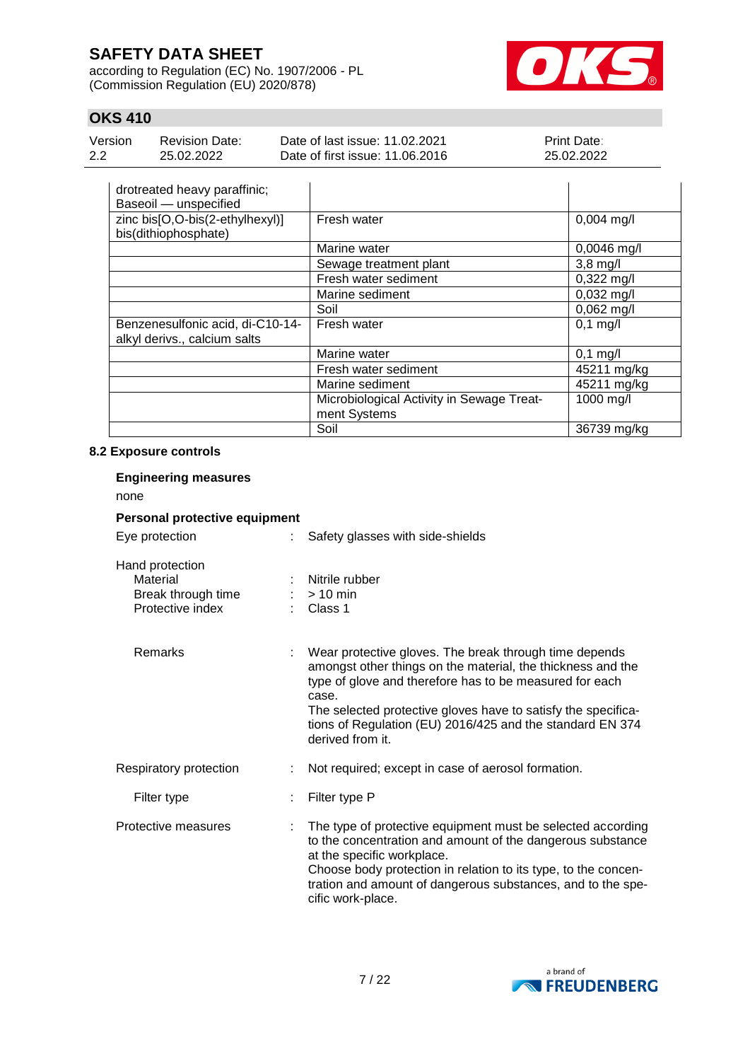| Substance name | Environmental Compartment | Value |
|---|---|---|
| drotreated heavy paraffinic; Baseoil — unspecified | | |
| zinc bis[O,O-bis(2-ethylhexyl)] bis(dithiophosphate) | Fresh water | 0,004 mg/l |
| | Marine water | 0,0046 mg/l |
| | Sewage treatment plant | 3,8 mg/l |
| | Fresh water sediment | 0,322 mg/l |
| | Marine sediment | 0,032 mg/l |
| | Soil | 0,062 mg/l |
| Benzenesulfonic acid, di-C10-14-alkyl derivs., calcium salts | Fresh water | 0,1 mg/l |
| | Marine water | 0,1 mg/l |
| | Fresh water sediment | 45211 mg/kg |
| | Marine sediment | 45211 mg/kg |
| | Microbiological Activity in Sewage Treatment Systems | 1000 mg/l |
| | Soil | 36739 mg/kg |

**8.2 Exposure controls**

**Engineering measures**

none

**Personal protective equipment**

Eye protection : Safety glasses with side-shields

Hand protection
- Material : Nitrile rubber
- Break through time : > 10 min
- Protective index : Class 1

- Remarks : Wear protective gloves. The break through time depends amongst other things on the material, the thickness and the type of glove and therefore has to be measured for each case.
The selected protective gloves have to satisfy the specifications of Regulation (EU) 2016/425 and the standard EN 374 derived from it.

Respiratory protection : Not required; except in case of aerosol formation.

- Filter type : Filter type P

Protective measures : The type of protective equipment must be selected according to the concentration and amount of the dangerous substance at the specific workplace.
Choose body protection in relation to its type, to the concentration and amount of dangerous substances, and to the specific work-place.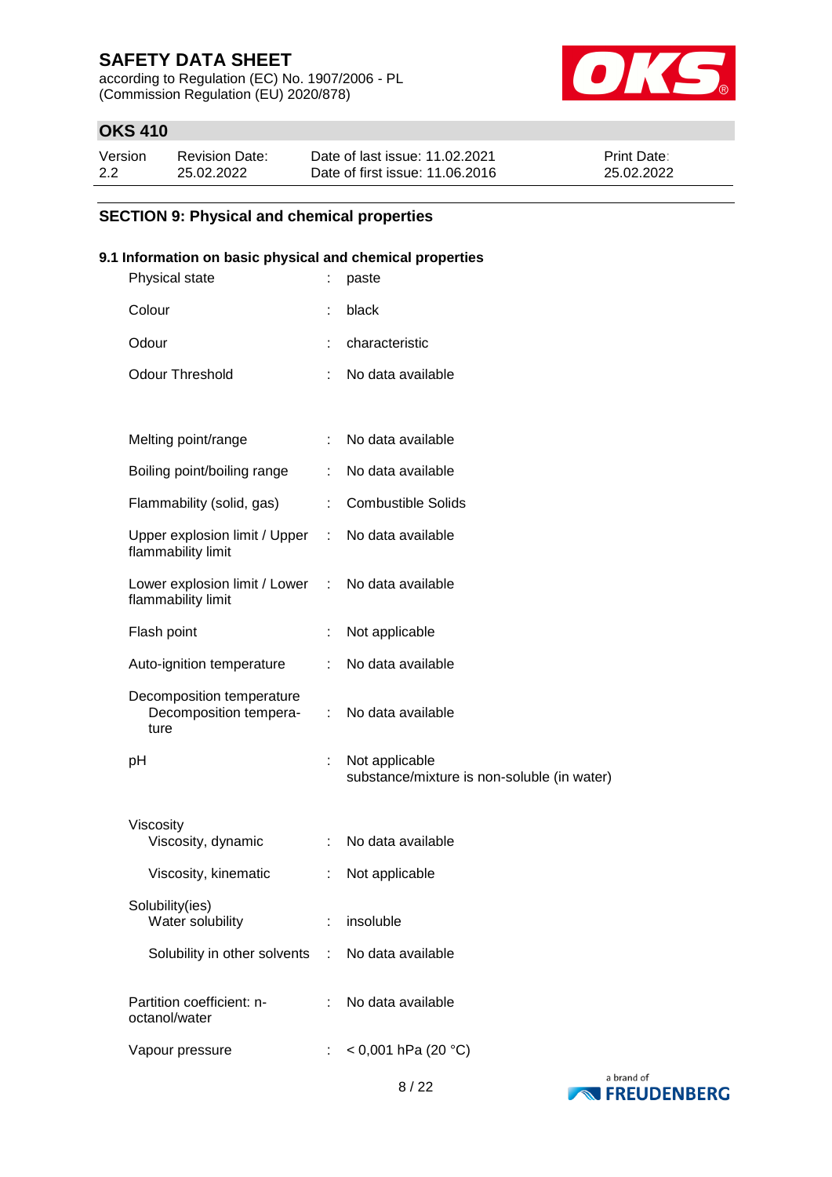## SECTION 9: Physical and chemical properties

### 9.1 Information on basic physical and chemical properties

| Property | | Value |
|---|---|---|
| Physical state | : | paste |
| Colour | : | black |
| Odour | : | characteristic |
| Odour Threshold | : | No data available |
| Melting point/range | : | No data available |
| Boiling point/boiling range | : | No data available |
| Flammability (solid, gas) | : | Combustible Solids |
| Upper explosion limit / Upper flammability limit | : | No data available |
| Lower explosion limit / Lower flammability limit | : | No data available |
| Flash point | : | Not applicable |
| Auto-ignition temperature | : | No data available |
| Decomposition temperature | | |
| Decomposition temperature | : | No data available |
| pH | : | Not applicable<br>substance/mixture is non-soluble (in water) |
| Viscosity | | |
| Viscosity, dynamic | : | No data available |
| Viscosity, kinematic | : | Not applicable |
| Solubility(ies) | | |
| Water solubility | : | insoluble |
| Solubility in other solvents | : | No data available |
| Partition coefficient: n-octanol/water | : | No data available |
| Vapour pressure | : | < 0,001 hPa (20 °C) |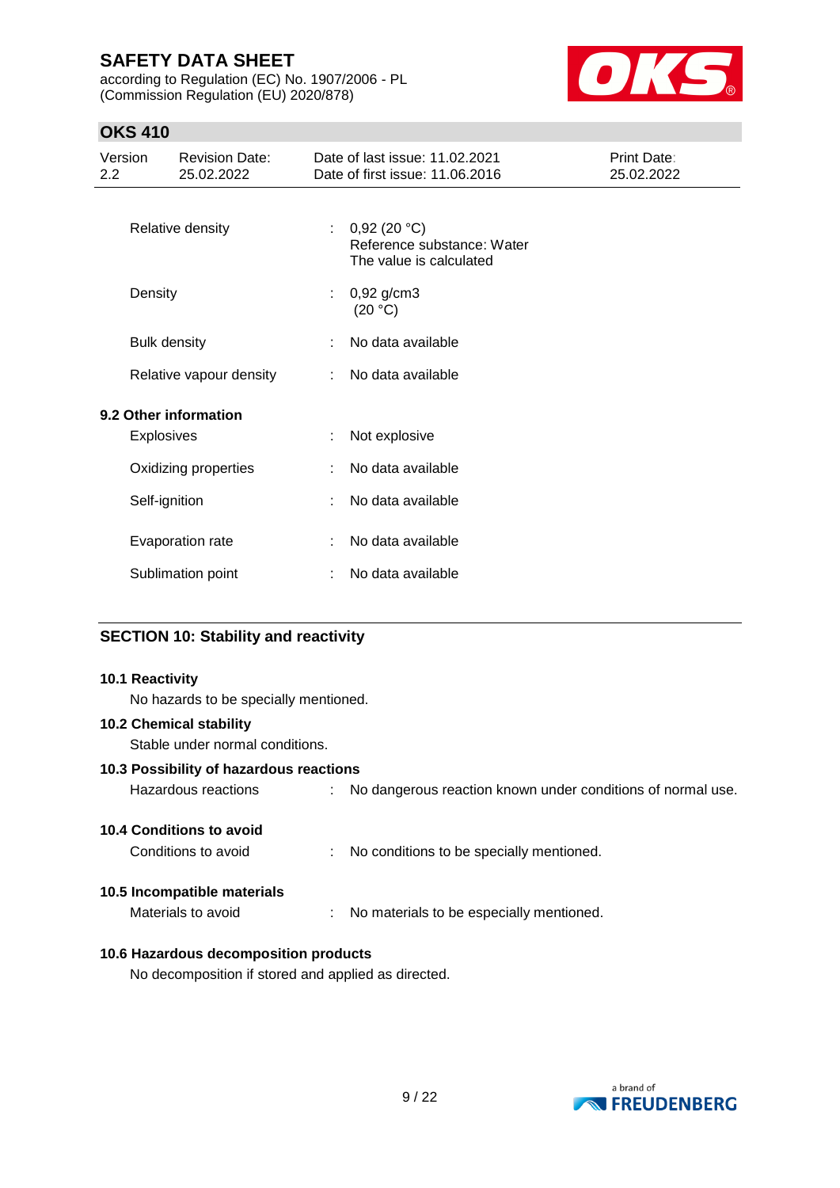| | | |
|---|---|---|
| Relative density | : | 0,92 (20 °C)<br>Reference substance: Water<br>The value is calculated |
| Density | : | 0,92 g/cm3<br>(20 °C) |
| Bulk density | : | No data available |
| Relative vapour density | : | No data available |

### 9.2 Other information

| | | |
|---|---|---|
| Explosives | : | Not explosive |
| Oxidizing properties | : | No data available |
| Self-ignition | : | No data available |
| Evaporation rate | : | No data available |
| Sublimation point | : | No data available |

## SECTION 10: Stability and reactivity

### 10.1 Reactivity

No hazards to be specially mentioned.

### 10.2 Chemical stability

Stable under normal conditions.

### 10.3 Possibility of hazardous reactions

Hazardous reactions : No dangerous reaction known under conditions of normal use.

### 10.4 Conditions to avoid

Conditions to avoid : No conditions to be specially mentioned.

### 10.5 Incompatible materials

Materials to avoid : No materials to be especially mentioned.

### 10.6 Hazardous decomposition products

No decomposition if stored and applied as directed.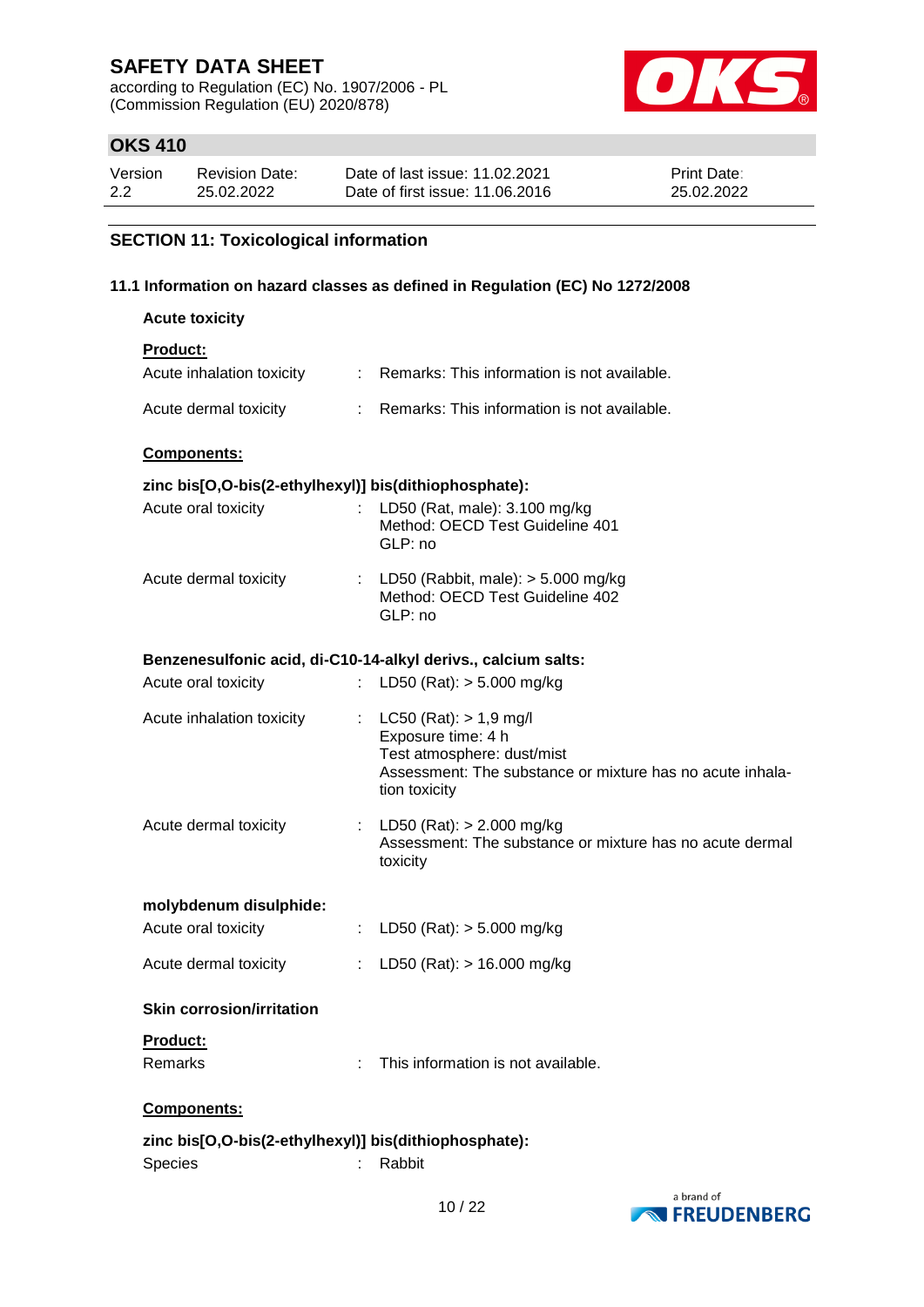## SECTION 11: Toxicological information

### 11.1 Information on hazard classes as defined in Regulation (EC) No 1272/2008

**Acute toxicity**

**Product:**

Acute inhalation toxicity : Remarks: This information is not available.

Acute dermal toxicity : Remarks: This information is not available.

**Components:**

**zinc bis[O,O-bis(2-ethylhexyl)] bis(dithiophosphate):**

Acute oral toxicity : LD50 (Rat, male): 3.100 mg/kg
Method: OECD Test Guideline 401
GLP: no

Acute dermal toxicity : LD50 (Rabbit, male): > 5.000 mg/kg
Method: OECD Test Guideline 402
GLP: no

**Benzenesulfonic acid, di-C10-14-alkyl derivs., calcium salts:**

Acute oral toxicity : LD50 (Rat): > 5.000 mg/kg

Acute inhalation toxicity : LC50 (Rat): > 1,9 mg/l
Exposure time: 4 h
Test atmosphere: dust/mist
Assessment: The substance or mixture has no acute inhalation toxicity

Acute dermal toxicity : LD50 (Rat): > 2.000 mg/kg
Assessment: The substance or mixture has no acute dermal toxicity

**molybdenum disulphide:**

Acute oral toxicity : LD50 (Rat): > 5.000 mg/kg

Acute dermal toxicity : LD50 (Rat): > 16.000 mg/kg

**Skin corrosion/irritation**

**Product:**

Remarks : This information is not available.

**Components:**

**zinc bis[O,O-bis(2-ethylhexyl)] bis(dithiophosphate):**

Species : Rabbit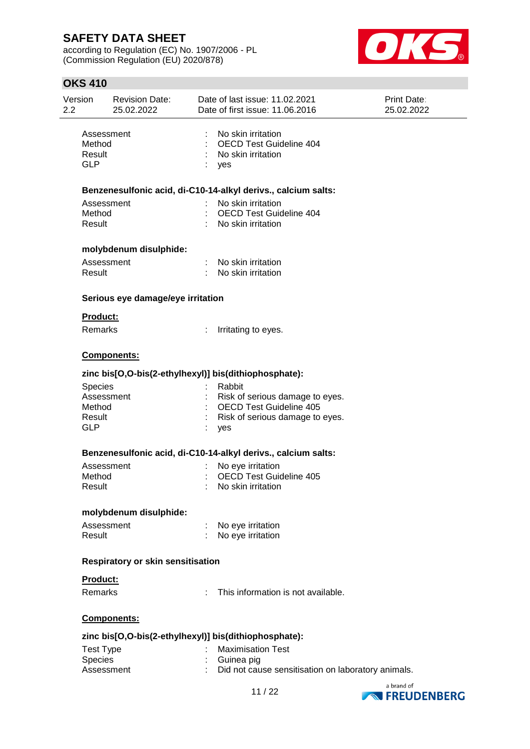| | | |
|---|---|---|
| Assessment | : | No skin irritation |
| Method | : | OECD Test Guideline 404 |
| Result | : | No skin irritation |
| GLP | : | yes |

**Benzenesulfonic acid, di-C10-14-alkyl derivs., calcium salts:**

| | | |
|---|---|---|
| Assessment | : | No skin irritation |
| Method | : | OECD Test Guideline 404 |
| Result | : | No skin irritation |

**molybdenum disulphide:**

| | | |
|---|---|---|
| Assessment | : | No skin irritation |
| Result | : | No skin irritation |

**Serious eye damage/eye irritation**

**Product:**

| | | |
|---|---|---|
| Remarks | : | Irritating to eyes. |

**Components:**

**zinc bis[O,O-bis(2-ethylhexyl)] bis(dithiophosphate):**

| | | |
|---|---|---|
| Species | : | Rabbit |
| Assessment | : | Risk of serious damage to eyes. |
| Method | : | OECD Test Guideline 405 |
| Result | : | Risk of serious damage to eyes. |
| GLP | : | yes |

**Benzenesulfonic acid, di-C10-14-alkyl derivs., calcium salts:**

| | | |
|---|---|---|
| Assessment | : | No eye irritation |
| Method | : | OECD Test Guideline 405 |
| Result | : | No skin irritation |

**molybdenum disulphide:**

| | | |
|---|---|---|
| Assessment | : | No eye irritation |
| Result | : | No eye irritation |

**Respiratory or skin sensitisation**

**Product:**

| | | |
|---|---|---|
| Remarks | : | This information is not available. |

**Components:**

**zinc bis[O,O-bis(2-ethylhexyl)] bis(dithiophosphate):**

| | | |
|---|---|---|
| Test Type | : | Maximisation Test |
| Species | : | Guinea pig |
| Assessment | : | Did not cause sensitisation on laboratory animals. |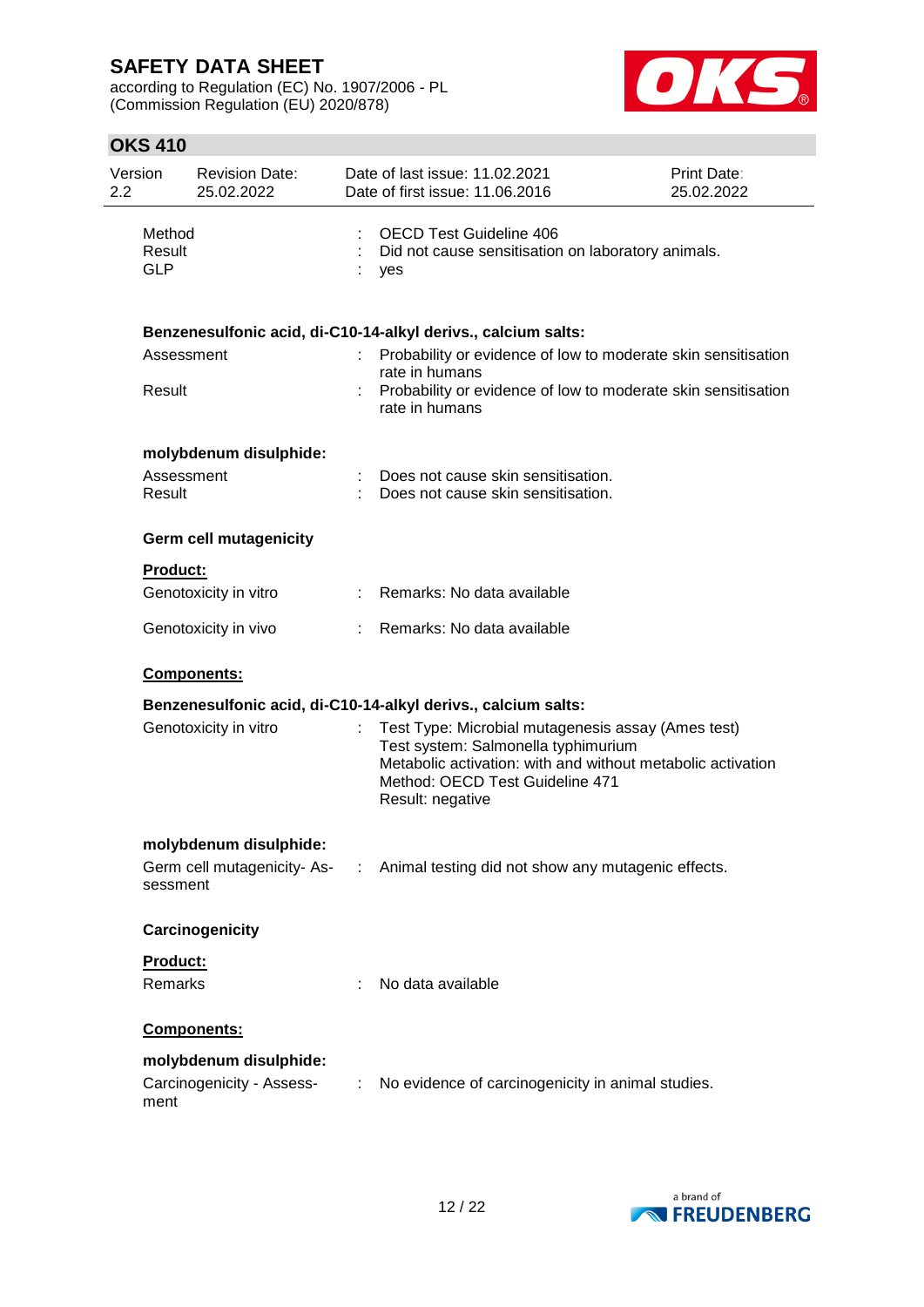| | | |
|---|---|---|
| Method | : | OECD Test Guideline 406 |
| Result | : | Did not cause sensitisation on laboratory animals. |
| GLP | : | yes |

**Benzenesulfonic acid, di-C10-14-alkyl derivs., calcium salts:**

| | | |
|---|---|---|
| Assessment | : | Probability or evidence of low to moderate skin sensitisation rate in humans |
| Result | : | Probability or evidence of low to moderate skin sensitisation rate in humans |

**molybdenum disulphide:**

| | | |
|---|---|---|
| Assessment | : | Does not cause skin sensitisation. |
| Result | : | Does not cause skin sensitisation. |

**Germ cell mutagenicity**

**Product:**

| | | |
|---|---|---|
| Genotoxicity in vitro | : | Remarks: No data available |
| Genotoxicity in vivo | : | Remarks: No data available |

**Components:**

**Benzenesulfonic acid, di-C10-14-alkyl derivs., calcium salts:**

| | | |
|---|---|---|
| Genotoxicity in vitro | : | Test Type: Microbial mutagenesis assay (Ames test)<br>Test system: Salmonella typhimurium<br>Metabolic activation: with and without metabolic activation<br>Method: OECD Test Guideline 471<br>Result: negative |

**molybdenum disulphide:**

| | | |
|---|---|---|
| Germ cell mutagenicity- Assessment | : | Animal testing did not show any mutagenic effects. |

**Carcinogenicity**

**Product:**

| | | |
|---|---|---|
| Remarks | : | No data available |

**Components:**

**molybdenum disulphide:**

| | | |
|---|---|---|
| Carcinogenicity - Assessment | : | No evidence of carcinogenicity in animal studies. |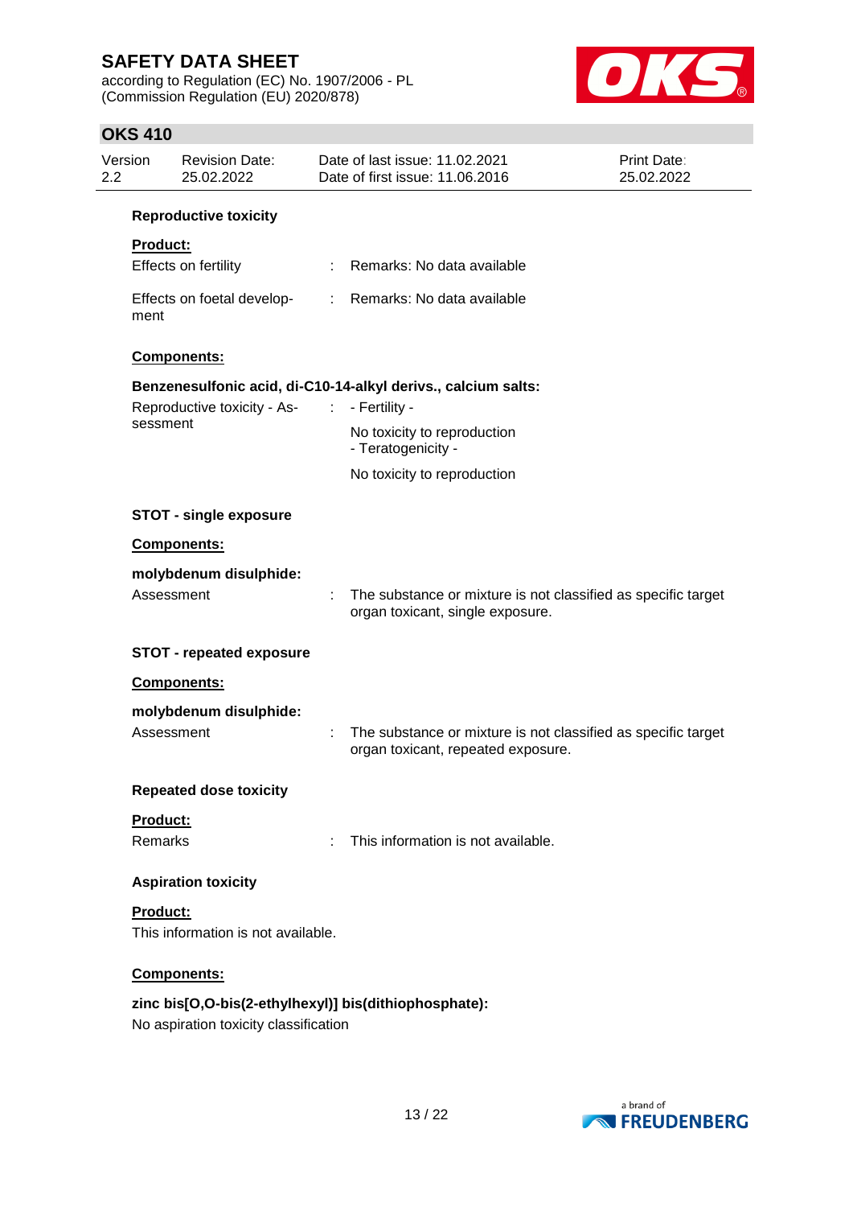**Reproductive toxicity**

**Product:**

Effects on fertility : Remarks: No data available

Effects on foetal development : Remarks: No data available

**Components:**

**Benzenesulfonic acid, di-C10-14-alkyl derivs., calcium salts:**

Reproductive toxicity - Assessment : - Fertility -
No toxicity to reproduction
- Teratogenicity -
No toxicity to reproduction

**STOT - single exposure**

**Components:**

**molybdenum disulphide:**

Assessment : The substance or mixture is not classified as specific target organ toxicant, single exposure.

**STOT - repeated exposure**

**Components:**

**molybdenum disulphide:**

Assessment : The substance or mixture is not classified as specific target organ toxicant, repeated exposure.

**Repeated dose toxicity**

**Product:**

Remarks : This information is not available.

**Aspiration toxicity**

**Product:**

This information is not available.

**Components:**

**zinc bis[O,O-bis(2-ethylhexyl)] bis(dithiophosphate):**

No aspiration toxicity classification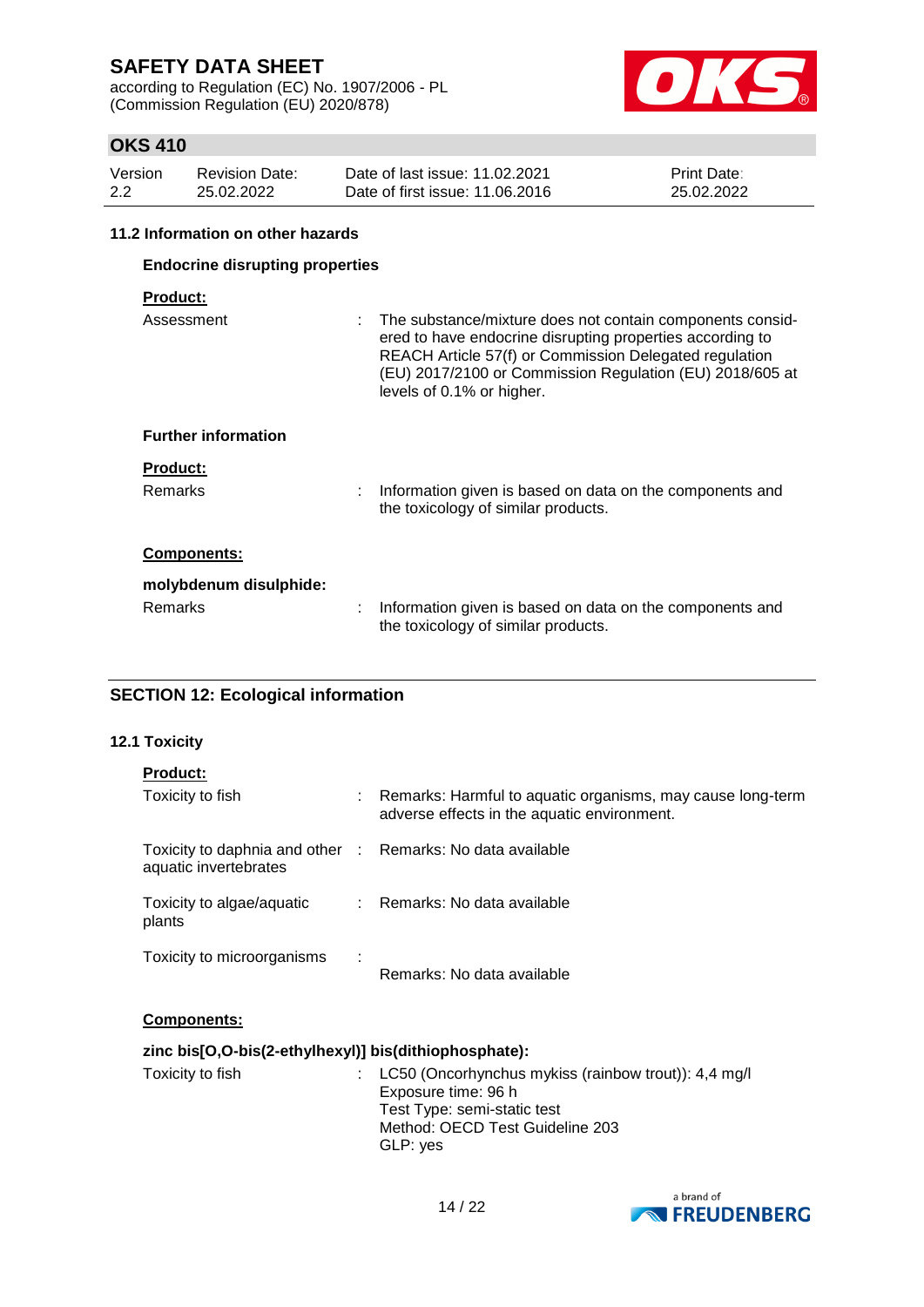### 11.2 Information on other hazards

**Endocrine disrupting properties**

**Product:**

Assessment : The substance/mixture does not contain components considered to have endocrine disrupting properties according to REACH Article 57(f) or Commission Delegated regulation (EU) 2017/2100 or Commission Regulation (EU) 2018/605 at levels of 0.1% or higher.

**Further information**

**Product:**

Remarks : Information given is based on data on the components and the toxicology of similar products.

**Components:**

**molybdenum disulphide:**

Remarks : Information given is based on data on the components and the toxicology of similar products.

## SECTION 12: Ecological information

### 12.1 Toxicity

**Product:**

Toxicity to fish : Remarks: Harmful to aquatic organisms, may cause long-term adverse effects in the aquatic environment.

Toxicity to daphnia and other aquatic invertebrates : Remarks: No data available

Toxicity to algae/aquatic plants : Remarks: No data available

Toxicity to microorganisms : Remarks: No data available

**Components:**

**zinc bis[O,O-bis(2-ethylhexyl)] bis(dithiophosphate):**

Toxicity to fish : LC50 (Oncorhynchus mykiss (rainbow trout)): 4,4 mg/l
Exposure time: 96 h
Test Type: semi-static test
Method: OECD Test Guideline 203
GLP: yes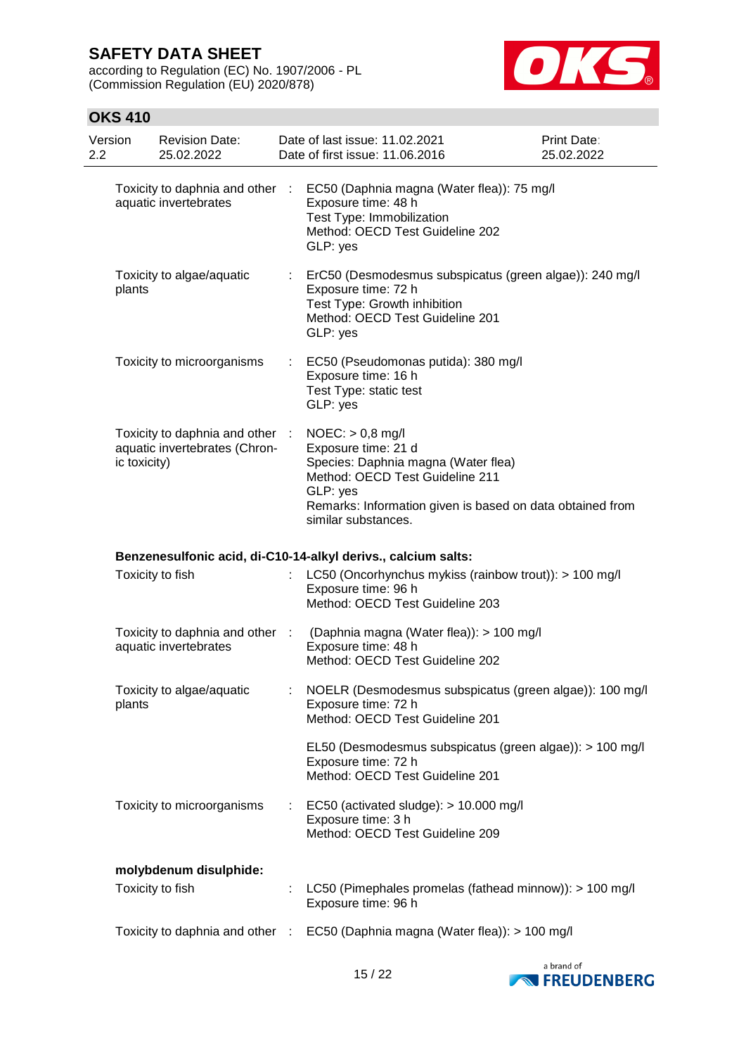| | | |
|---|---|---|
| Toxicity to daphnia and other aquatic invertebrates | : | EC50 (Daphnia magna (Water flea)): 75 mg/l<br>Exposure time: 48 h<br>Test Type: Immobilization<br>Method: OECD Test Guideline 202<br>GLP: yes |
| Toxicity to algae/aquatic plants | : | ErC50 (Desmodesmus subspicatus (green algae)): 240 mg/l<br>Exposure time: 72 h<br>Test Type: Growth inhibition<br>Method: OECD Test Guideline 201<br>GLP: yes |
| Toxicity to microorganisms | : | EC50 (Pseudomonas putida): 380 mg/l<br>Exposure time: 16 h<br>Test Type: static test<br>GLP: yes |
| Toxicity to daphnia and other aquatic invertebrates (Chronic toxicity) | : | NOEC: > 0,8 mg/l<br>Exposure time: 21 d<br>Species: Daphnia magna (Water flea)<br>Method: OECD Test Guideline 211<br>GLP: yes<br>Remarks: Information given is based on data obtained from similar substances. |

**Benzenesulfonic acid, di-C10-14-alkyl derivs., calcium salts:**

| | | |
|---|---|---|
| Toxicity to fish | : | LC50 (Oncorhynchus mykiss (rainbow trout)): > 100 mg/l<br>Exposure time: 96 h<br>Method: OECD Test Guideline 203 |
| Toxicity to daphnia and other aquatic invertebrates | : | (Daphnia magna (Water flea)): > 100 mg/l<br>Exposure time: 48 h<br>Method: OECD Test Guideline 202 |
| Toxicity to algae/aquatic plants | : | NOELR (Desmodesmus subspicatus (green algae)): 100 mg/l<br>Exposure time: 72 h<br>Method: OECD Test Guideline 201<br><br>EL50 (Desmodesmus subspicatus (green algae)): > 100 mg/l<br>Exposure time: 72 h<br>Method: OECD Test Guideline 201 |
| Toxicity to microorganisms | : | EC50 (activated sludge): > 10.000 mg/l<br>Exposure time: 3 h<br>Method: OECD Test Guideline 209 |

**molybdenum disulphide:**

| | | |
|---|---|---|
| Toxicity to fish | : | LC50 (Pimephales promelas (fathead minnow)): > 100 mg/l<br>Exposure time: 96 h |
| Toxicity to daphnia and other | : | EC50 (Daphnia magna (Water flea)): > 100 mg/l |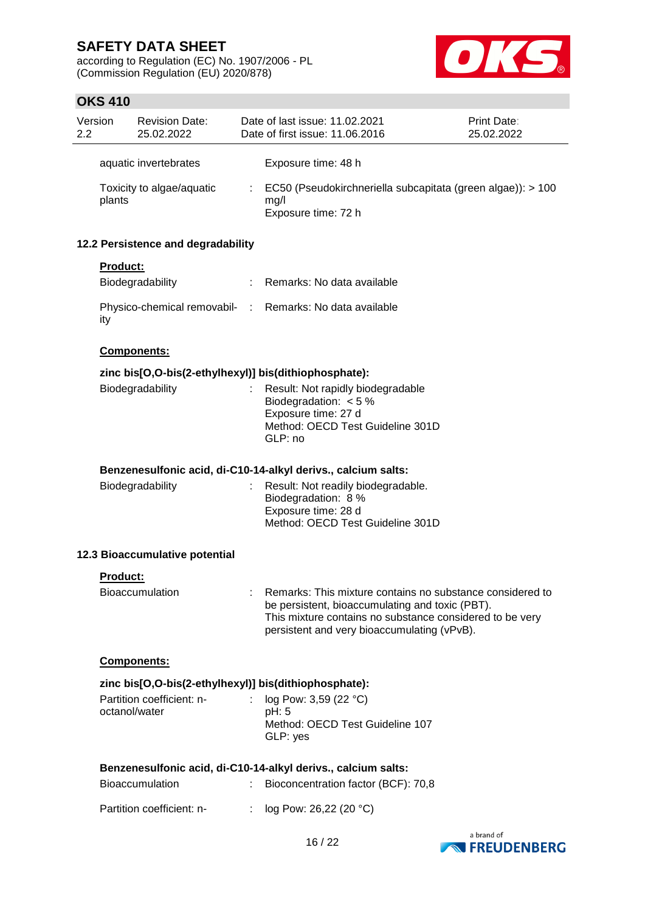| | | |
|---|---|---|
| aquatic invertebrates | | Exposure time: 48 h |
| Toxicity to algae/aquatic plants | : | EC50 (Pseudokirchneriella subcapitata (green algae)): > 100 mg/l<br>Exposure time: 72 h |

### 12.2 Persistence and degradability

**Product:**

| | | |
|---|---|---|
| Biodegradability | : | Remarks: No data available |
| Physico-chemical removability | : | Remarks: No data available |

**Components:**

**zinc bis[O,O-bis(2-ethylhexyl)] bis(dithiophosphate):**

| | | |
|---|---|---|
| Biodegradability | : | Result: Not rapidly biodegradable<br>Biodegradation: < 5 %<br>Exposure time: 27 d<br>Method: OECD Test Guideline 301D<br>GLP: no |

**Benzenesulfonic acid, di-C10-14-alkyl derivs., calcium salts:**

| | | |
|---|---|---|
| Biodegradability | : | Result: Not readily biodegradable.<br>Biodegradation: 8 %<br>Exposure time: 28 d<br>Method: OECD Test Guideline 301D |

### 12.3 Bioaccumulative potential

**Product:**

| | | |
|---|---|---|
| Bioaccumulation | : | Remarks: This mixture contains no substance considered to be persistent, bioaccumulating and toxic (PBT).<br>This mixture contains no substance considered to be very persistent and very bioaccumulating (vPvB). |

**Components:**

**zinc bis[O,O-bis(2-ethylhexyl)] bis(dithiophosphate):**

| | | |
|---|---|---|
| Partition coefficient: n-octanol/water | : | log Pow: 3,59 (22 °C)<br>pH: 5<br>Method: OECD Test Guideline 107<br>GLP: yes |

**Benzenesulfonic acid, di-C10-14-alkyl derivs., calcium salts:**

| | | |
|---|---|---|
| Bioaccumulation | : | Bioconcentration factor (BCF): 70,8 |
| Partition coefficient: n- | : | log Pow: 26,22 (20 °C) |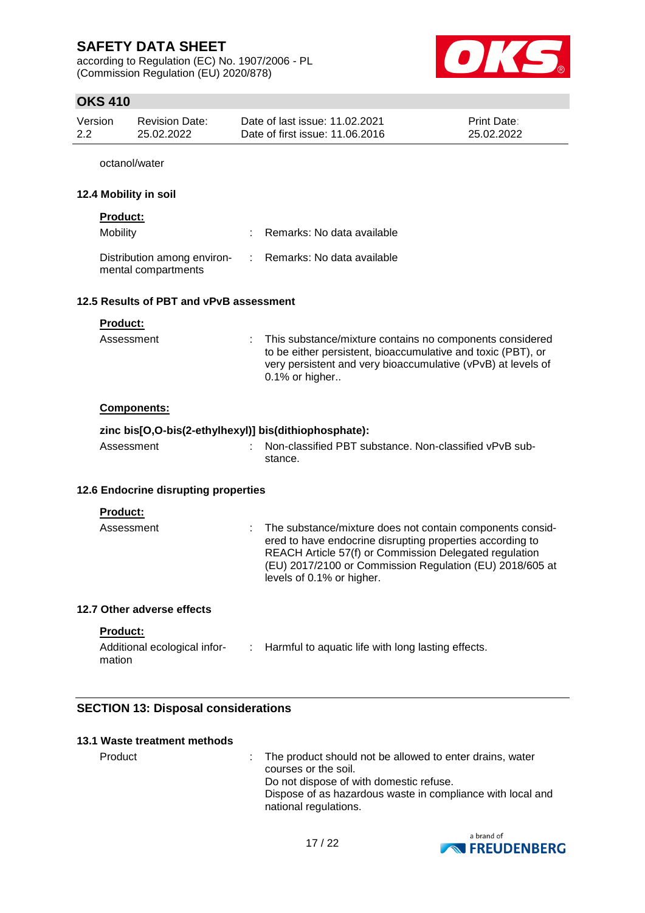octanol/water

### 12.4 Mobility in soil

**Product:**

| | | |
|---|---|---|
| Mobility | : | Remarks: No data available |
| Distribution among environmental compartments | : | Remarks: No data available |

### 12.5 Results of PBT and vPvB assessment

**Product:**

| | | |
|---|---|---|
| Assessment | : | This substance/mixture contains no components considered to be either persistent, bioaccumulative and toxic (PBT), or very persistent and very bioaccumulative (vPvB) at levels of 0.1% or higher.. |

**Components:**

**zinc bis[O,O-bis(2-ethylhexyl)] bis(dithiophosphate):**

| | | |
|---|---|---|
| Assessment | : | Non-classified PBT substance. Non-classified vPvB substance. |

### 12.6 Endocrine disrupting properties

**Product:**

| | | |
|---|---|---|
| Assessment | : | The substance/mixture does not contain components considered to have endocrine disrupting properties according to REACH Article 57(f) or Commission Delegated regulation (EU) 2017/2100 or Commission Regulation (EU) 2018/605 at levels of 0.1% or higher. |

### 12.7 Other adverse effects

**Product:**

| | | |
|---|---|---|
| Additional ecological information | : | Harmful to aquatic life with long lasting effects. |

## SECTION 13: Disposal considerations

### 13.1 Waste treatment methods

| | | |
|---|---|---|
| Product | : | The product should not be allowed to enter drains, water courses or the soil.<br>Do not dispose of with domestic refuse.<br>Dispose of as hazardous waste in compliance with local and national regulations. |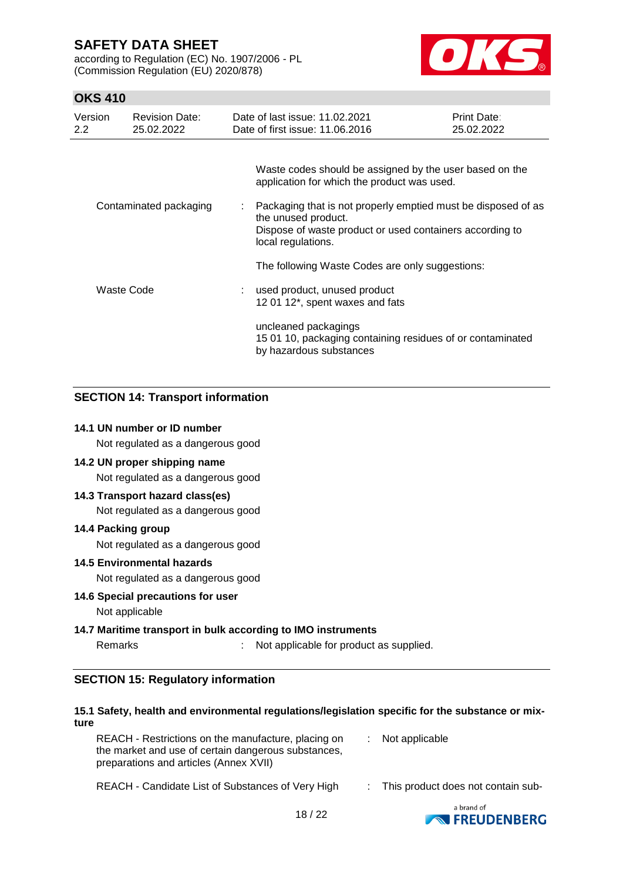Waste codes should be assigned by the user based on the application for which the product was used.

Contaminated packaging : Packaging that is not properly emptied must be disposed of as the unused product.
Dispose of waste product or used containers according to local regulations.

The following Waste Codes are only suggestions:

Waste Code : used product, unused product
12 01 12*, spent waxes and fats

uncleaned packagings
15 01 10, packaging containing residues of or contaminated by hazardous substances

## SECTION 14: Transport information

**14.1 UN number or ID number**

Not regulated as a dangerous good

**14.2 UN proper shipping name**

Not regulated as a dangerous good

**14.3 Transport hazard class(es)**

Not regulated as a dangerous good

**14.4 Packing group**

Not regulated as a dangerous good

**14.5 Environmental hazards**

Not regulated as a dangerous good

**14.6 Special precautions for user**

Not applicable

**14.7 Maritime transport in bulk according to IMO instruments**

Remarks : Not applicable for product as supplied.

## SECTION 15: Regulatory information

**15.1 Safety, health and environmental regulations/legislation specific for the substance or mixture**

REACH - Restrictions on the manufacture, placing on the market and use of certain dangerous substances, preparations and articles (Annex XVII) : Not applicable

REACH - Candidate List of Substances of Very High : This product does not contain sub-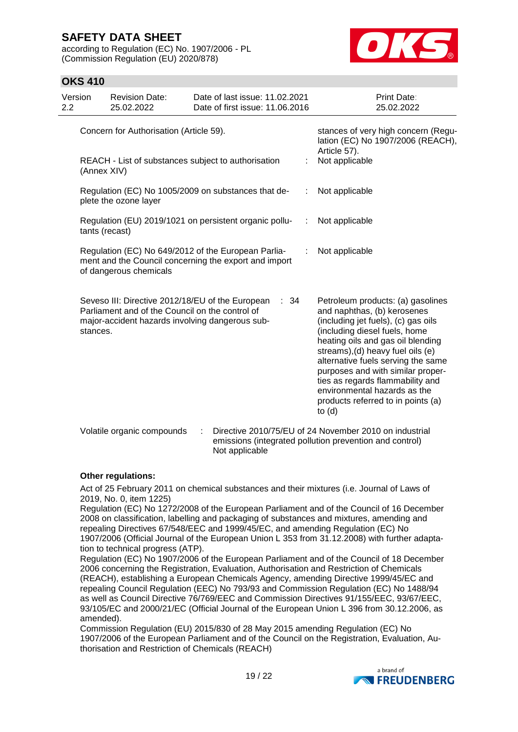| | | |
|---|---|---|
| Concern for Authorisation (Article 59). | | stances of very high concern (Regulation (EC) No 1907/2006 (REACH), Article 57). |
| REACH - List of substances subject to authorisation (Annex XIV) | : | Not applicable |
| Regulation (EC) No 1005/2009 on substances that deplete the ozone layer | : | Not applicable |
| Regulation (EU) 2019/1021 on persistent organic pollutants (recast) | : | Not applicable |
| Regulation (EC) No 649/2012 of the European Parliament and the Council concerning the export and import of dangerous chemicals | : | Not applicable |
| Seveso III: Directive 2012/18/EU of the European Parliament and of the Council on the control of major-accident hazards involving dangerous substances. | : 34 | Petroleum products: (a) gasolines and naphthas, (b) kerosenes (including jet fuels), (c) gas oils (including diesel fuels, home heating oils and gas oil blending streams),(d) heavy fuel oils (e) alternative fuels serving the same purposes and with similar properties as regards flammability and environmental hazards as the products referred to in points (a) to (d) |

Volatile organic compounds : Directive 2010/75/EU of 24 November 2010 on industrial emissions (integrated pollution prevention and control)
Not applicable

**Other regulations:**

Act of 25 February 2011 on chemical substances and their mixtures (i.e. Journal of Laws of 2019, No. 0, item 1225)
Regulation (EC) No 1272/2008 of the European Parliament and of the Council of 16 December 2008 on classification, labelling and packaging of substances and mixtures, amending and repealing Directives 67/548/EEC and 1999/45/EC, and amending Regulation (EC) No 1907/2006 (Official Journal of the European Union L 353 from 31.12.2008) with further adaptation to technical progress (ATP).
Regulation (EC) No 1907/2006 of the European Parliament and of the Council of 18 December 2006 concerning the Registration, Evaluation, Authorisation and Restriction of Chemicals (REACH), establishing a European Chemicals Agency, amending Directive 1999/45/EC and repealing Council Regulation (EEC) No 793/93 and Commission Regulation (EC) No 1488/94 as well as Council Directive 76/769/EEC and Commission Directives 91/155/EEC, 93/67/EEC, 93/105/EC and 2000/21/EC (Official Journal of the European Union L 396 from 30.12.2006, as amended).
Commission Regulation (EU) 2015/830 of 28 May 2015 amending Regulation (EC) No 1907/2006 of the European Parliament and of the Council on the Registration, Evaluation, Authorisation and Restriction of Chemicals (REACH)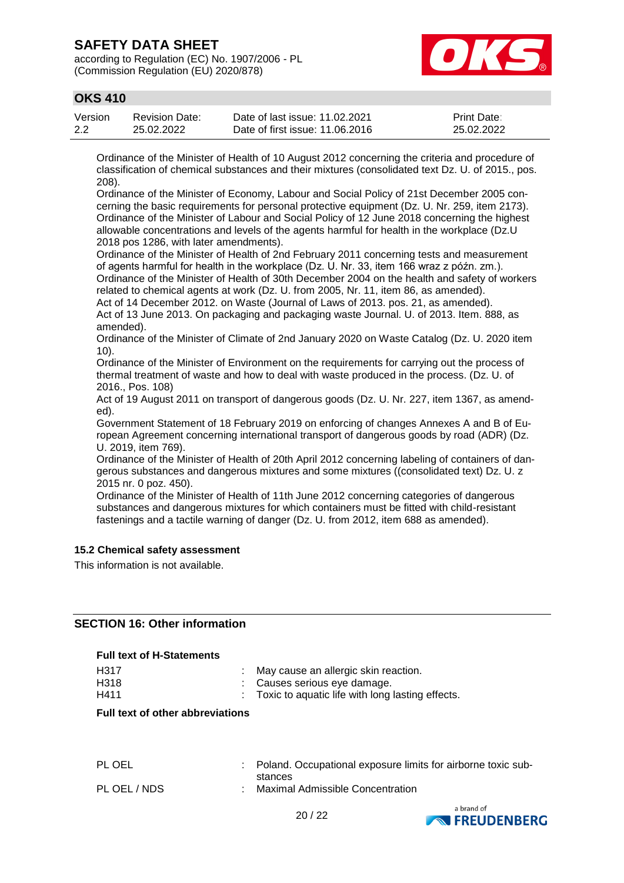Ordinance of the Minister of Health of 10 August 2012 concerning the criteria and procedure of classification of chemical substances and their mixtures (consolidated text Dz. U. of 2015., pos. 208).
Ordinance of the Minister of Economy, Labour and Social Policy of 21st December 2005 concerning the basic requirements for personal protective equipment (Dz. U. Nr. 259, item 2173).
Ordinance of the Minister of Labour and Social Policy of 12 June 2018 concerning the highest allowable concentrations and levels of the agents harmful for health in the workplace (Dz.U 2018 pos 1286, with later amendments).
Ordinance of the Minister of Health of 2nd February 2011 concerning tests and measurement of agents harmful for health in the workplace (Dz. U. Nr. 33, item 166 wraz z późn. zm.).
Ordinance of the Minister of Health of 30th December 2004 on the health and safety of workers related to chemical agents at work (Dz. U. from 2005, Nr. 11, item 86, as amended).
Act of 14 December 2012. on Waste (Journal of Laws of 2013. pos. 21, as amended).
Act of 13 June 2013. On packaging and packaging waste Journal. U. of 2013. Item. 888, as amended).
Ordinance of the Minister of Climate of 2nd January 2020 on Waste Catalog (Dz. U. 2020 item 10).
Ordinance of the Minister of Environment on the requirements for carrying out the process of thermal treatment of waste and how to deal with waste produced in the process. (Dz. U. of 2016., Pos. 108)
Act of 19 August 2011 on transport of dangerous goods (Dz. U. Nr. 227, item 1367, as amended).
Government Statement of 18 February 2019 on enforcing of changes Annexes A and B of European Agreement concerning international transport of dangerous goods by road (ADR) (Dz. U. 2019, item 769).
Ordinance of the Minister of Health of 20th April 2012 concerning labeling of containers of dangerous substances and dangerous mixtures and some mixtures ((consolidated text) Dz. U. z 2015 nr. 0 poz. 450).
Ordinance of the Minister of Health of 11th June 2012 concerning categories of dangerous substances and dangerous mixtures for which containers must be fitted with child-resistant fastenings and a tactile warning of danger (Dz. U. from 2012, item 688 as amended).

### 15.2 Chemical safety assessment

This information is not available.

## SECTION 16: Other information

**Full text of H-Statements**

| | | |
|---|---|---|
| H317 | : | May cause an allergic skin reaction. |
| H318 | : | Causes serious eye damage. |
| H411 | : | Toxic to aquatic life with long lasting effects. |

**Full text of other abbreviations**

| | | |
|---|---|---|
| PL OEL | : | Poland. Occupational exposure limits for airborne toxic substances |
| PL OEL / NDS | : | Maximal Admissible Concentration |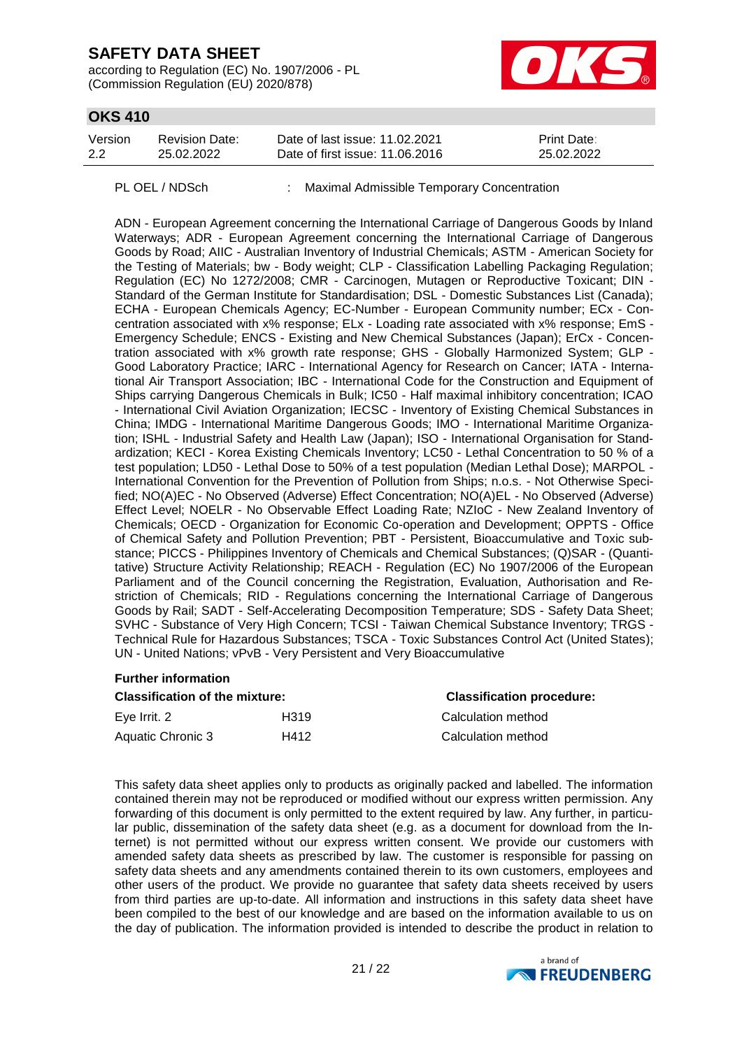PL OEL / NDSch : Maximal Admissible Temporary Concentration

ADN - European Agreement concerning the International Carriage of Dangerous Goods by Inland Waterways; ADR - European Agreement concerning the International Carriage of Dangerous Goods by Road; AIIC - Australian Inventory of Industrial Chemicals; ASTM - American Society for the Testing of Materials; bw - Body weight; CLP - Classification Labelling Packaging Regulation; Regulation (EC) No 1272/2008; CMR - Carcinogen, Mutagen or Reproductive Toxicant; DIN - Standard of the German Institute for Standardisation; DSL - Domestic Substances List (Canada); ECHA - European Chemicals Agency; EC-Number - European Community number; ECx - Concentration associated with x% response; ELx - Loading rate associated with x% response; EmS - Emergency Schedule; ENCS - Existing and New Chemical Substances (Japan); ErCx - Concentration associated with x% growth rate response; GHS - Globally Harmonized System; GLP - Good Laboratory Practice; IARC - International Agency for Research on Cancer; IATA - International Air Transport Association; IBC - International Code for the Construction and Equipment of Ships carrying Dangerous Chemicals in Bulk; IC50 - Half maximal inhibitory concentration; ICAO - International Civil Aviation Organization; IECSC - Inventory of Existing Chemical Substances in China; IMDG - International Maritime Dangerous Goods; IMO - International Maritime Organization; ISHL - Industrial Safety and Health Law (Japan); ISO - International Organisation for Standardization; KECI - Korea Existing Chemicals Inventory; LC50 - Lethal Concentration to 50 % of a test population; LD50 - Lethal Dose to 50% of a test population (Median Lethal Dose); MARPOL - International Convention for the Prevention of Pollution from Ships; n.o.s. - Not Otherwise Specified; NO(A)EC - No Observed (Adverse) Effect Concentration; NO(A)EL - No Observed (Adverse) Effect Level; NOELR - No Observable Effect Loading Rate; NZIoC - New Zealand Inventory of Chemicals; OECD - Organization for Economic Co-operation and Development; OPPTS - Office of Chemical Safety and Pollution Prevention; PBT - Persistent, Bioaccumulative and Toxic substance; PICCS - Philippines Inventory of Chemicals and Chemical Substances; (Q)SAR - (Quantitative) Structure Activity Relationship; REACH - Regulation (EC) No 1907/2006 of the European Parliament and of the Council concerning the Registration, Evaluation, Authorisation and Restriction of Chemicals; RID - Regulations concerning the International Carriage of Dangerous Goods by Rail; SADT - Self-Accelerating Decomposition Temperature; SDS - Safety Data Sheet; SVHC - Substance of Very High Concern; TCSI - Taiwan Chemical Substance Inventory; TRGS - Technical Rule for Hazardous Substances; TSCA - Toxic Substances Control Act (United States); UN - United Nations; vPvB - Very Persistent and Very Bioaccumulative

**Further information**

| Classification of the mixture: | | Classification procedure: |
|---|---|---|
| Eye Irrit. 2 | H319 | Calculation method |
| Aquatic Chronic 3 | H412 | Calculation method |

This safety data sheet applies only to products as originally packed and labelled. The information contained therein may not be reproduced or modified without our express written permission. Any forwarding of this document is only permitted to the extent required by law. Any further, in particular public, dissemination of the safety data sheet (e.g. as a document for download from the Internet) is not permitted without our express written consent. We provide our customers with amended safety data sheets as prescribed by law. The customer is responsible for passing on safety data sheets and any amendments contained therein to its own customers, employees and other users of the product. We provide no guarantee that safety data sheets received by users from third parties are up-to-date. All information and instructions in this safety data sheet have been compiled to the best of our knowledge and are based on the information available to us on the day of publication. The information provided is intended to describe the product in relation to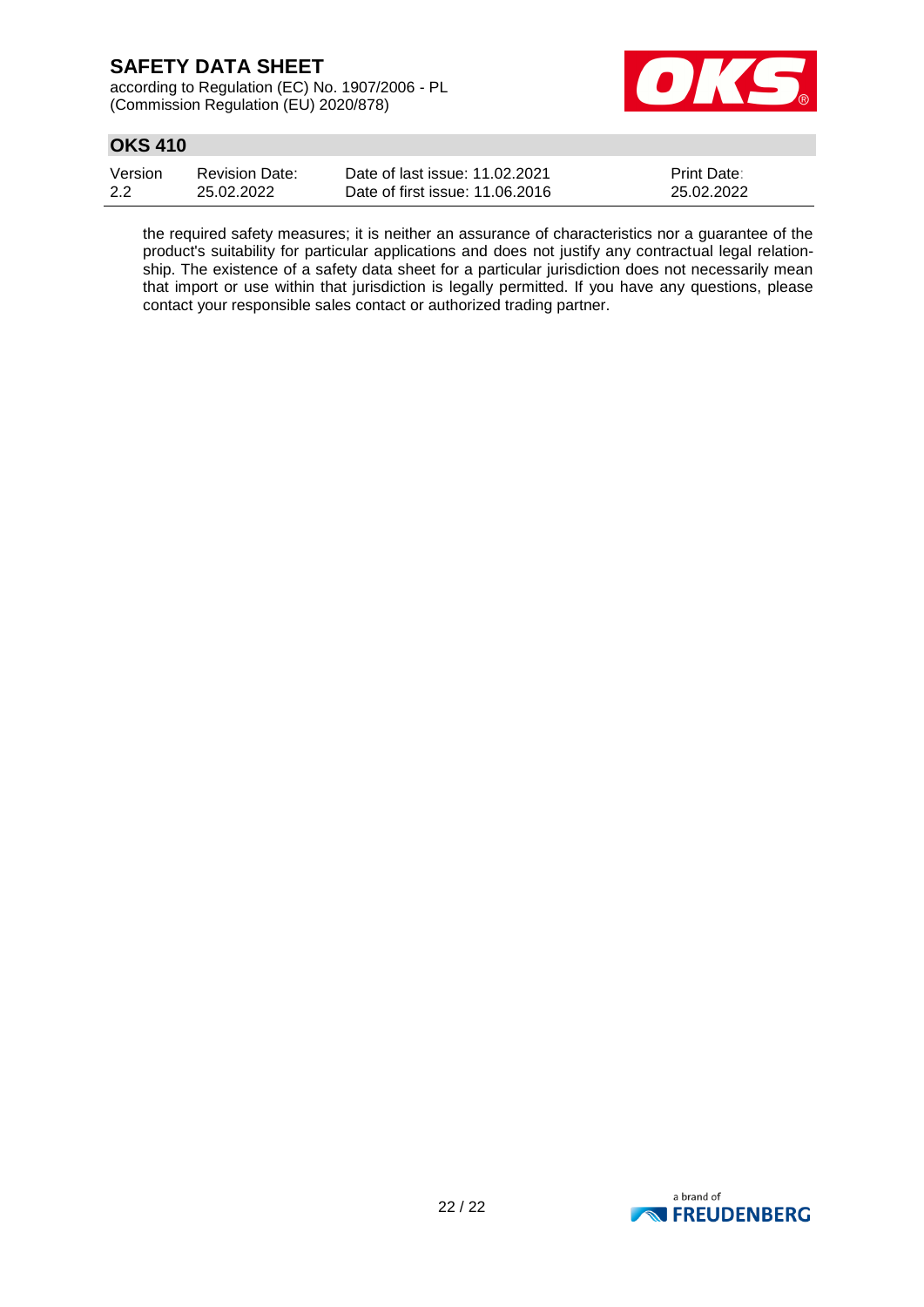the required safety measures; it is neither an assurance of characteristics nor a guarantee of the product's suitability for particular applications and does not justify any contractual legal relationship. The existence of a safety data sheet for a particular jurisdiction does not necessarily mean that import or use within that jurisdiction is legally permitted. If you have any questions, please contact your responsible sales contact or authorized trading partner.